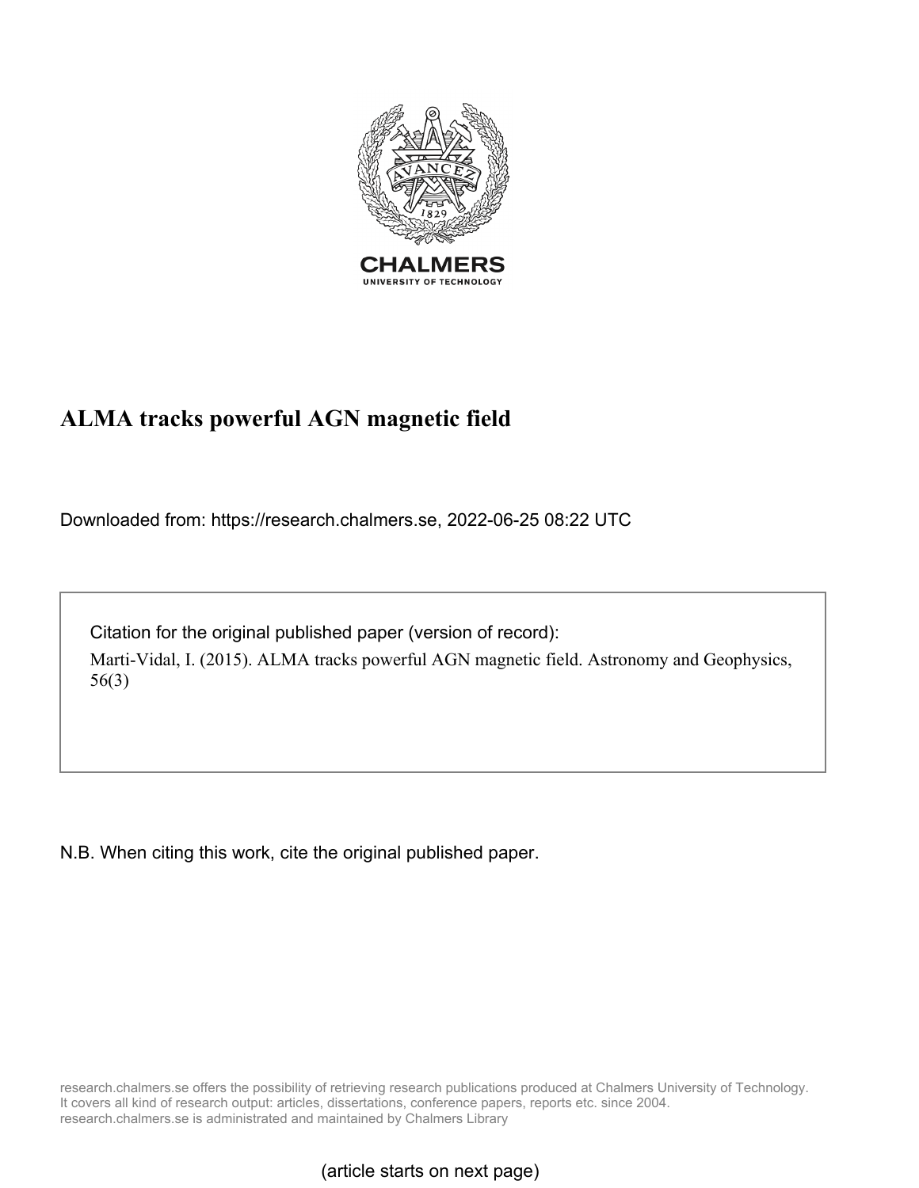# ALMA tracks powerful AGN magnetic field

Downloaded from: https://research.chalmers.se, 2022-06-25 08:22 UTC

Citation for the original published paper (version of record):

Marti-Vidal, I. (2015). ALMA tracks powerful AGN magnetic field. Astronomy and Geophysics, 56(3)

N.B. When citing this work, cite the original published paper.

research.chalmers.se offers the possibility of retrieving research publications produced at Chalmers University of Technology. It covers all kind of research output: articles, dissertations, conference papers, reports etc. since 2004. research.chalmers.se is administrated and maintained by Chalmers Library

(article starts on next page)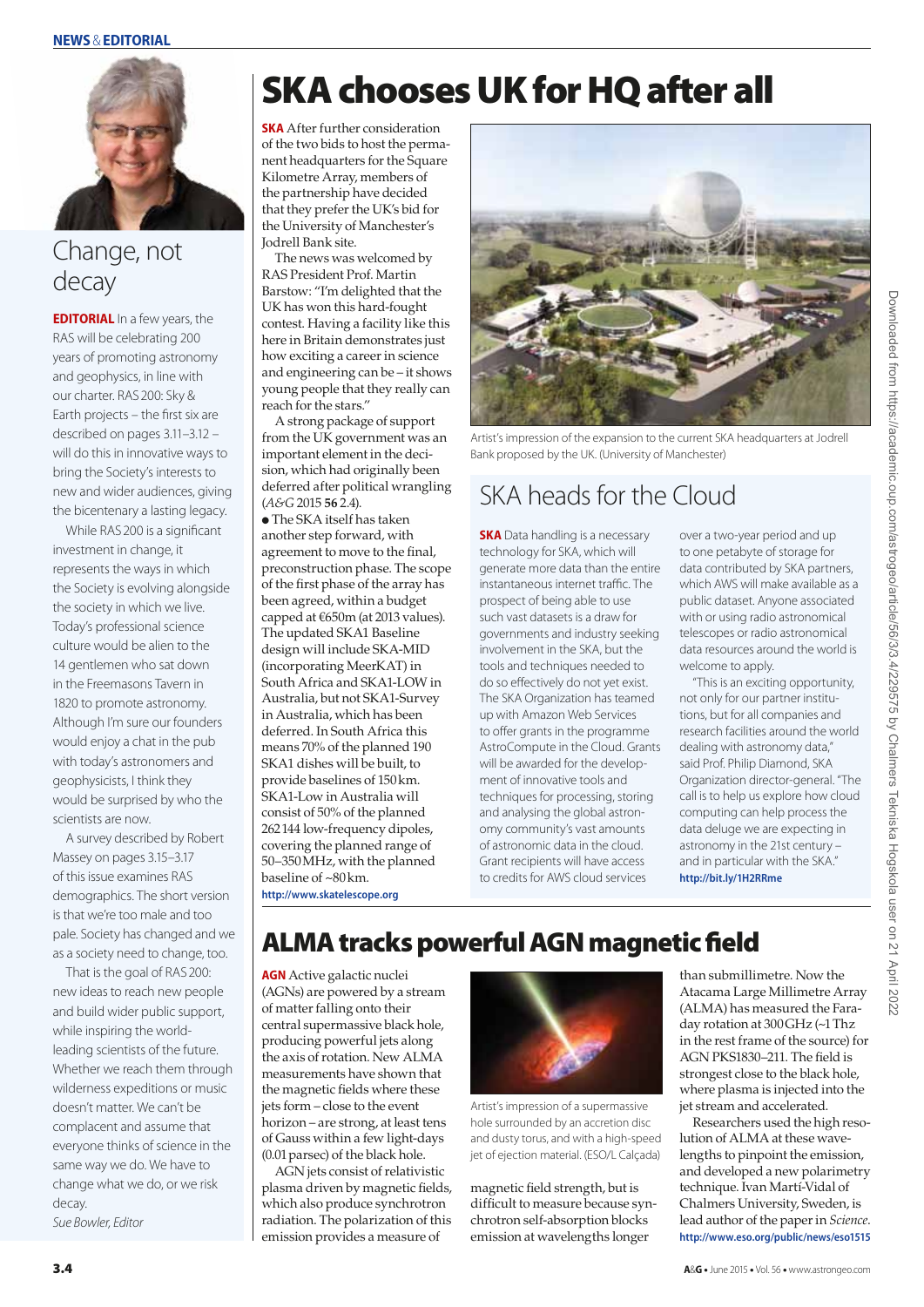## Change, not decay

**EDITORIAL** In a few years, the RAS will be celebrating 200 years of promoting astronomy and geophysics, in line with our charter. RAS 200: Sky & Earth projects – the first six are described on pages 3.11–3.12 – will do this in innovative ways to bring the Society's interests to new and wider audiences, giving the bicentenary a lasting legacy.

While RAS 200 is a significant investment in change, it represents the ways in which the Society is evolving alongside the society in which we live. Today's professional science culture would be alien to the 14 gentlemen who sat down in the Freemasons Tavern in 1820 to promote astronomy. Although I'm sure our founders would enjoy a chat in the pub with today's astronomers and geophysicists, I think they would be surprised by who the scientists are now.

A survey described by Robert Massey on pages 3.15–3.17 of this issue examines RAS demographics. The short version is that we're too male and too pale. Society has changed and we as a society need to change, too.

That is the goal of RAS 200: new ideas to reach new people and build wider public support, while inspiring the world-leading scientists of the future. Whether we reach them through wilderness expeditions or music doesn't matter. We can't be complacent and assume that everyone thinks of science in the same way we do. We have to change what we do, or we risk decay.

*Sue Bowler, Editor*

# SKA chooses UK for HQ after all

**SKA** After further consideration of the two bids to host the permanent headquarters for the Square Kilometre Array, members of the partnership have decided that they prefer the UK's bid for the University of Manchester's Jodrell Bank site.

The news was welcomed by RAS President Prof. Martin Barstow: "I'm delighted that the UK has won this hard-fought contest. Having a facility like this here in Britain demonstrates just how exciting a career in science and engineering can be – it shows young people that they really can reach for the stars."

A strong package of support from the UK government was an important element in the decision, which had originally been deferred after political wrangling (*A&G* 2015 **56** 2.4).

● The SKA itself has taken another step forward, with agreement to move to the final, preconstruction phase. The scope of the first phase of the array has been agreed, within a budget capped at €650m (at 2013 values). The updated SKA1 Baseline design will include SKA-MID (incorporating MeerKAT) in South Africa and SKA1-LOW in Australia, but not SKA1-Survey in Australia, which has been deferred. In South Africa this means 70% of the planned 190 SKA1 dishes will be built, to provide baselines of 150 km. SKA1-Low in Australia will consist of 50% of the planned 262 144 low-frequency dipoles, covering the planned range of 50–350 MHz, with the planned baseline of ~80 km.

http://www.skatelescope.org

Artist's impression of the expansion to the current SKA headquarters at Jodrell Bank proposed by the UK. (University of Manchester)

## SKA heads for the Cloud

**SKA** Data handling is a necessary technology for SKA, which will generate more data than the entire instantaneous internet traffic. The prospect of being able to use such vast datasets is a draw for governments and industry seeking involvement in the SKA, but the tools and techniques needed to do so effectively do not yet exist. The SKA Organization has teamed up with Amazon Web Services to offer grants in the programme AstroCompute in the Cloud. Grants will be awarded for the development of innovative tools and techniques for processing, storing and analysing the global astronomy community's vast amounts of astronomic data in the cloud. Grant recipients will have access to credits for AWS cloud services over a two-year period and up to one petabyte of storage for data contributed by SKA partners, which AWS will make available as a public dataset. Anyone associated with or using radio astronomical telescopes or radio astronomical data resources around the world is welcome to apply.

"This is an exciting opportunity, not only for our partner institutions, but for all companies and research facilities around the world dealing with astronomy data," said Prof. Philip Diamond, SKA Organization director-general. "The call is to help us explore how cloud computing can help process the data deluge we are expecting in astronomy in the 21st century – and in particular with the SKA."

http://bit.ly/1H2RRme

# ALMA tracks powerful AGN magnetic field

**AGN** Active galactic nuclei (AGNs) are powered by a stream of matter falling onto their central supermassive black hole, producing powerful jets along the axis of rotation. New ALMA measurements have shown that the magnetic fields where these jets form – close to the event horizon – are strong, at least tens of Gauss within a few light-days (0.01 parsec) of the black hole.

AGN jets consist of relativistic plasma driven by magnetic fields, which also produce synchrotron radiation. The polarization of this emission provides a measure of magnetic field strength, but is difficult to measure because synchrotron self-absorption blocks emission at wavelengths longer than submillimetre. Now the Atacama Large Millimetre Array (ALMA) has measured the Faraday rotation at 300 GHz (~1 Thz in the rest frame of the source) for AGN PKS1830–211. The field is strongest close to the black hole, where plasma is injected into the jet stream and accelerated.

Researchers used the high resolution of ALMA at these wavelengths to pinpoint the emission, and developed a new polarimetry technique. Ivan Martí-Vidal of Chalmers University, Sweden, is lead author of the paper in *Science*.

http://www.eso.org/public/news/eso1515

Artist's impression of a supermassive hole surrounded by an accretion disc and dusty torus, and with a high-speed jet of ejection material. (ESO/L Calçada)